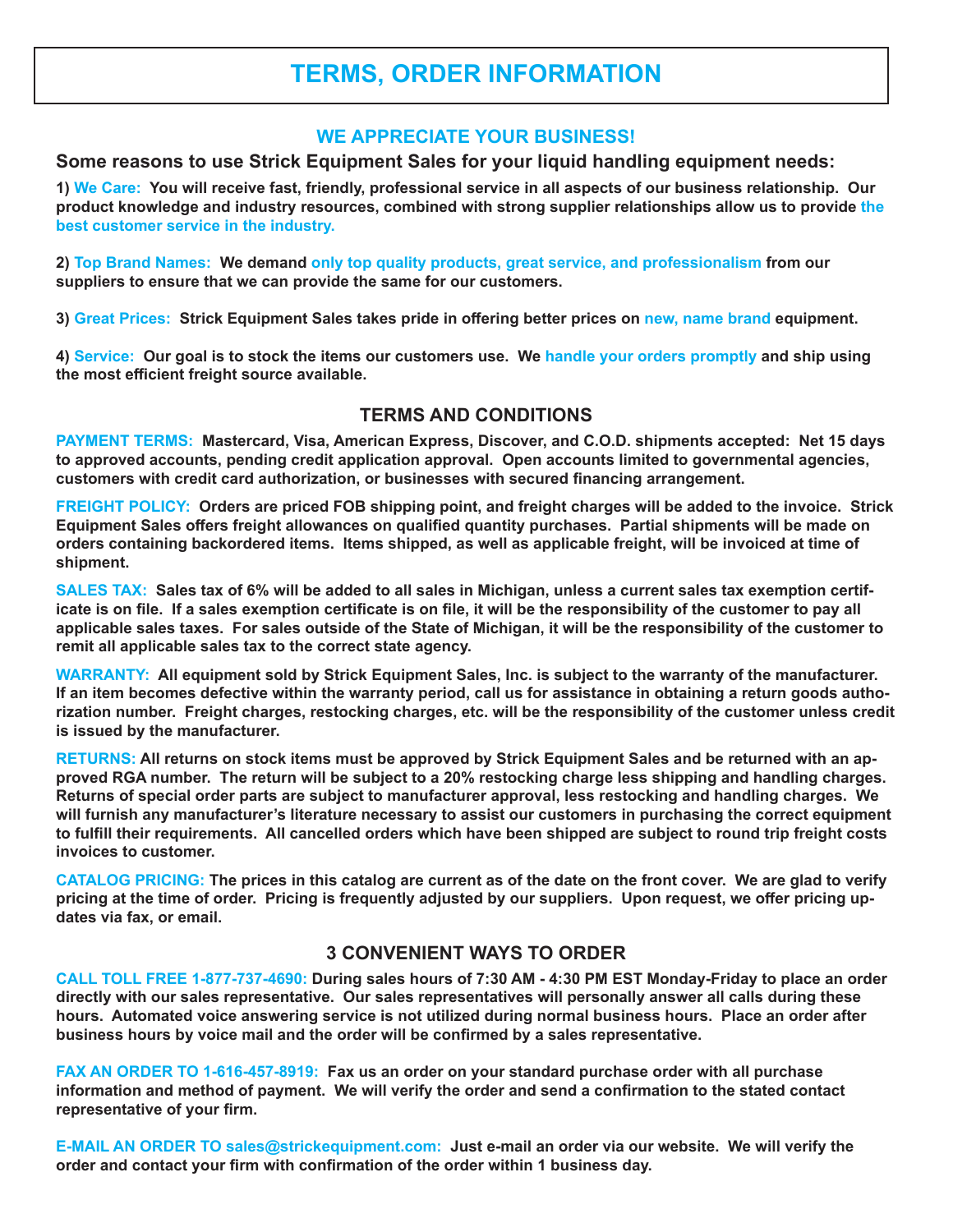# TERMS, ORDER INFORMATION

## WE APPRECIATE YOUR BUSINESS!

### Some reasons to use Strick Equipment Sales for your liquid handling equipment needs:

**1) We Care: You will receive fast, friendly, professional service in all aspects of our business relationship. Our product knowledge and industry resources, combined with strong supplier relationships allow us to provide the best customer service in the industry.**

**2) Top Brand Names: We demand only top quality products, great service, and professionalism from our suppliers to ensure that we can provide the same for our customers.**

**3) Great Prices: Strick Equipment Sales takes pride in offering better prices on new, name brand equipment.**

**4) Service: Our goal is to stock the items our customers use. We handle your orders promptly and ship using the most efficient freight source available.**

## TERMS AND CONDITIONS

**PAYMENT TERMS: Mastercard, Visa, American Express, Discover, and C.O.D. shipments accepted: Net 15 days to approved accounts, pending credit application approval. Open accounts limited to governmental agencies, customers with credit card authorization, or businesses with secured financing arrangement.**

**FREIGHT POLICY: Orders are priced FOB shipping point, and freight charges will be added to the invoice. Strick Equipment Sales offers freight allowances on qualified quantity purchases. Partial shipments will be made on orders containing backordered items. Items shipped, as well as applicable freight, will be invoiced at time of shipment.**

**SALES TAX: Sales tax of 6% will be added to all sales in Michigan, unless a current sales tax exemption certificate is on file. If a sales exemption certificate is on file, it will be the responsibility of the customer to pay all applicable sales taxes. For sales outside of the State of Michigan, it will be the responsibility of the customer to remit all applicable sales tax to the correct state agency.**

**WARRANTY: All equipment sold by Strick Equipment Sales, Inc. is subject to the warranty of the manufacturer. If an item becomes defective within the warranty period, call us for assistance in obtaining a return goods authorization number. Freight charges, restocking charges, etc. will be the responsibility of the customer unless credit is issued by the manufacturer.**

**RETURNS: All returns on stock items must be approved by Strick Equipment Sales and be returned with an approved RGA number. The return will be subject to a 20% restocking charge less shipping and handling charges. Returns of special order parts are subject to manufacturer approval, less restocking and handling charges. We will furnish any manufacturer's literature necessary to assist our customers in purchasing the correct equipment to fulfill their requirements. All cancelled orders which have been shipped are subject to round trip freight costs invoices to customer.**

**CATALOG PRICING: The prices in this catalog are current as of the date on the front cover. We are glad to verify pricing at the time of order. Pricing is frequently adjusted by our suppliers. Upon request, we offer pricing updates via fax, or email.**

## 3 CONVENIENT WAYS TO ORDER

**CALL TOLL FREE 1-877-737-4690: During sales hours of 7:30 AM - 4:30 PM EST Monday-Friday to place an order directly with our sales representative. Our sales representatives will personally answer all calls during these hours. Automated voice answering service is not utilized during normal business hours. Place an order after business hours by voice mail and the order will be confirmed by a sales representative.**

**FAX AN ORDER TO 1-616-457-8919: Fax us an order on your standard purchase order with all purchase information and method of payment. We will verify the order and send a confirmation to the stated contact representative of your firm.**

**E-MAIL AN ORDER TO sales@strickequipment.com: Just e-mail an order via our website. We will verify the order and contact your firm with confirmation of the order within 1 business day.**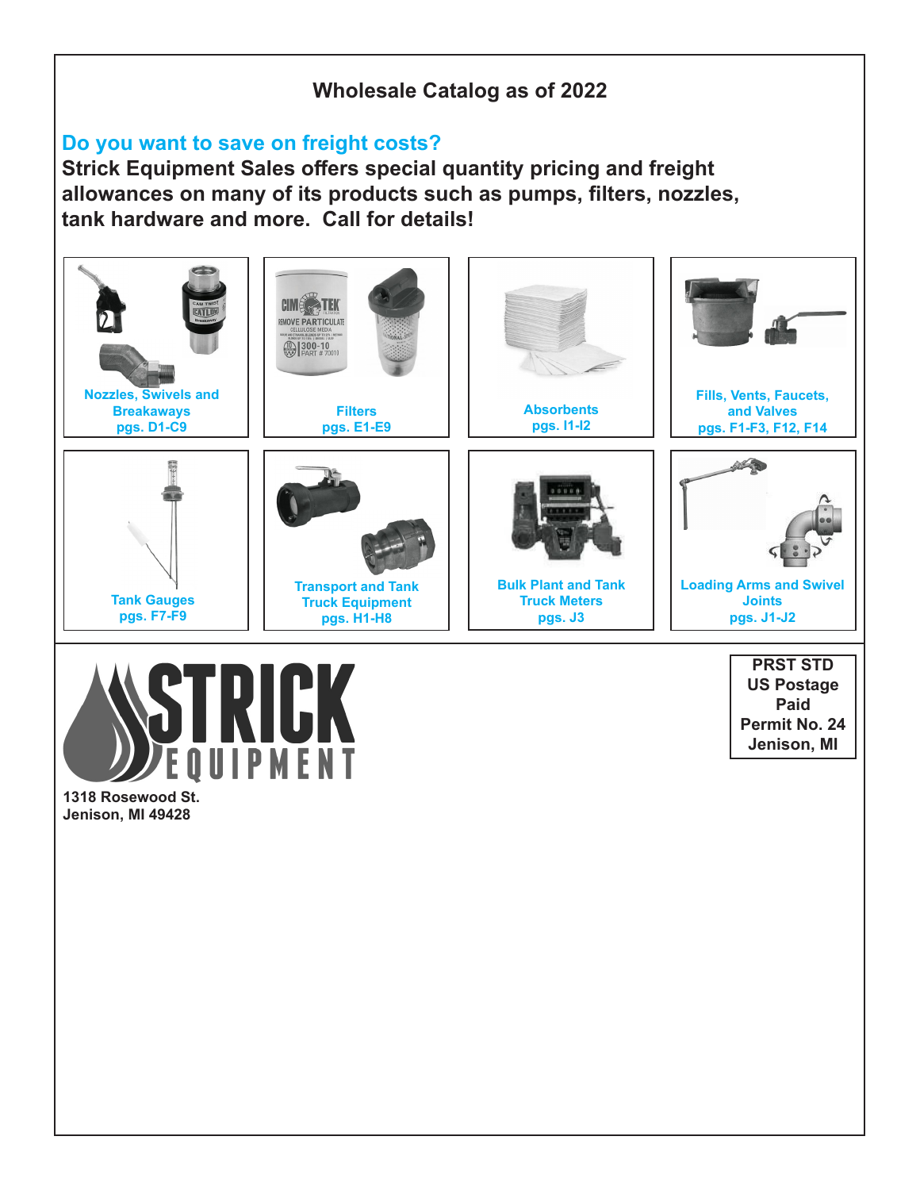## Wholesale Catalog as of 2022

### Do you want to save on freight costs?

**Strick Equipment Sales offers special quantity pricing and freight allowances on many of its products such as pumps, filters, nozzles, tank hardware and more. Call for details!**

**Nozzles, Swivels and Breakaways**
**pgs. D1-C9**

**Filters**
**pgs. E1-E9**

**Absorbents**
**pgs. I1-I2**

**Fills, Vents, Faucets, and Valves**
**pgs. F1-F3, F12, F14**

**Tank Gauges**
**pgs. F7-F9**

**Transport and Tank Truck Equipment**
**pgs. H1-H8**

**Bulk Plant and Tank Truck Meters**
**pgs. J3**

**Loading Arms and Swivel Joints**
**pgs. J1-J2**

STRICK EQUIPMENT

**1318 Rosewood St.**
**Jenison, MI 49428**

**PRST STD**
**US Postage**
**Paid**
**Permit No. 24**
**Jenison, MI**